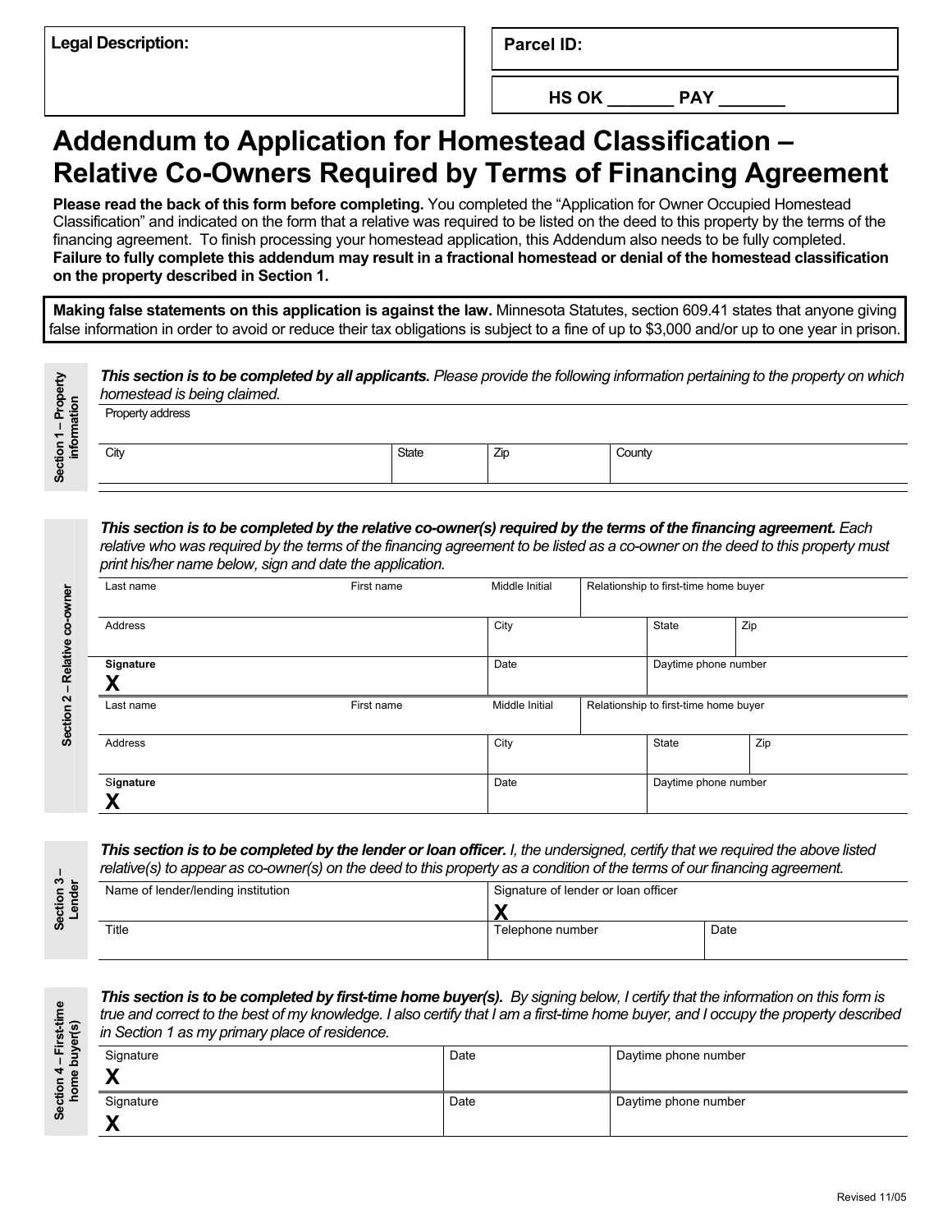| Legal Description: | Parcel ID: |
|---|---|
| | HS OK _______ PAY _______ |

# Addendum to Application for Homestead Classification – Relative Co-Owners Required by Terms of Financing Agreement

**Please read the back of this form before completing.** You completed the "Application for Owner Occupied Homestead Classification" and indicated on the form that a relative was required to be listed on the deed to this property by the terms of the financing agreement. To finish processing your homestead application, this Addendum also needs to be fully completed. **Failure to fully complete this addendum may result in a fractional homestead or denial of the homestead classification on the property described in Section 1.**

**Making false statements on this application is against the law.** Minnesota Statutes, section 609.41 states that anyone giving false information in order to avoid or reduce their tax obligations is subject to a fine of up to $3,000 and/or up to one year in prison.

## Section 1 – Property information

***This section is to be completed by all applicants.*** *Please provide the following information pertaining to the property on which homestead is being claimed.*

| Property address | | | |
|---|---|---|---|
| City | State | Zip | County |

## Section 2 – Relative co-owner

***This section is to be completed by the relative co-owner(s) required by the terms of the financing agreement.*** *Each relative who was required by the terms of the financing agreement to be listed as a co-owner on the deed to this property must print his/her name below, sign and date the application.*

| Last name | First name | Middle Initial | Relationship to first-time home buyer | |
|---|---|---|---|---|
| Address | | City | State | Zip |
| **Signature** **X** | | Date | Daytime phone number | |
| Last name | First name | Middle Initial | Relationship to first-time home buyer | |
| Address | | City | State | Zip |
| **Signature** **X** | | Date | Daytime phone number | |

## Section 3 – Lender

***This section is to be completed by the lender or loan officer.*** *I, the undersigned, certify that we required the above listed relative(s) to appear as co-owner(s) on the deed to this property as a condition of the terms of our financing agreement.*

| Name of lender/lending institution | Signature of lender or loan officer **X** | |
|---|---|---|
| Title | Telephone number | Date |

## Section 4 – First-time home buyer(s)

***This section is to be completed by first-time home buyer(s).*** *By signing below, I certify that the information on this form is true and correct to the best of my knowledge. I also certify that I am a first-time home buyer, and I occupy the property described in Section 1 as my primary place of residence.*

| Signature | Date | Daytime phone number |
|---|---|---|
| **X** | | |
| Signature **X** | Date | Daytime phone number |

Revised 11/05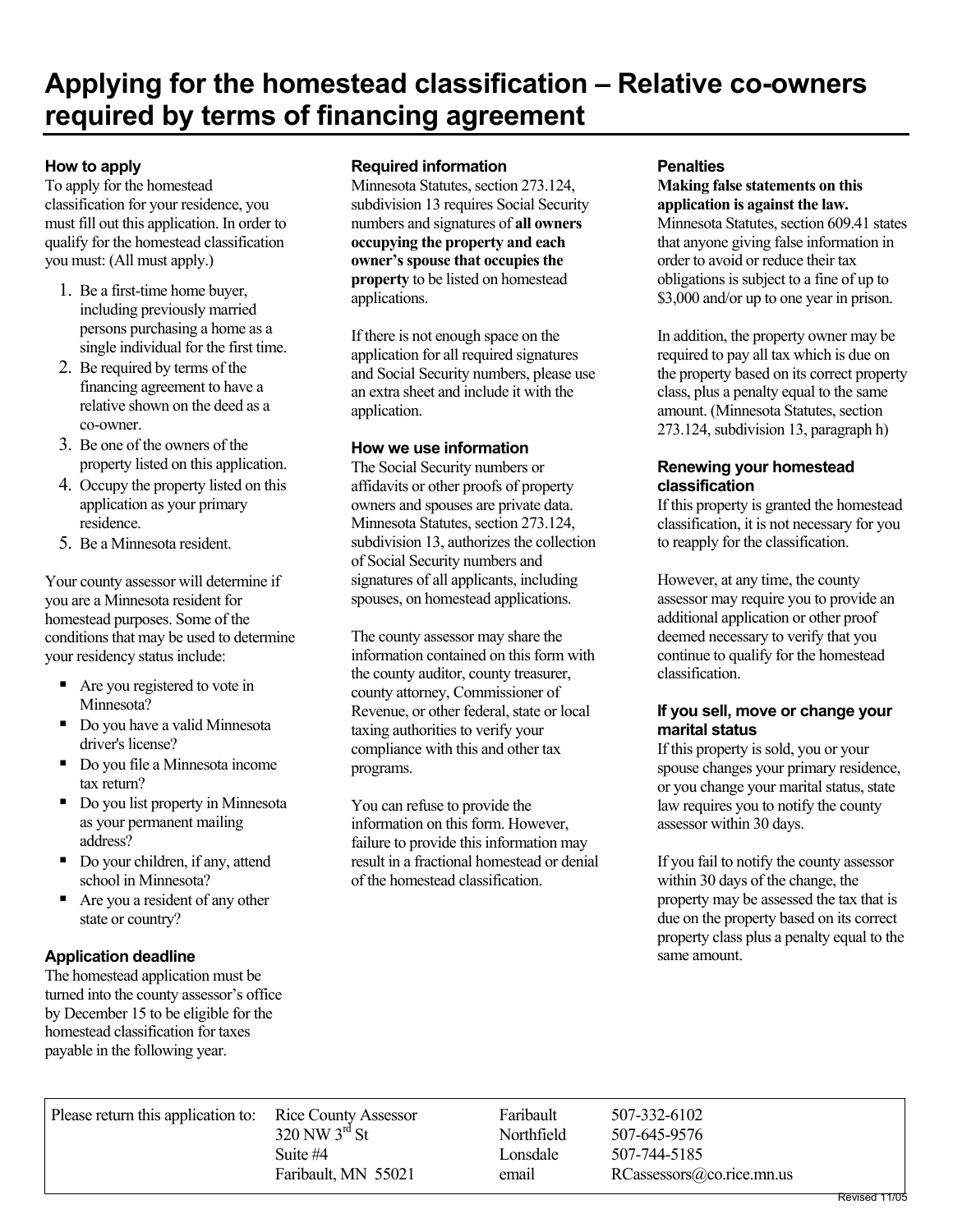# Applying for the homestead classification – Relative co-owners required by terms of financing agreement

### How to apply

To apply for the homestead classification for your residence, you must fill out this application. In order to qualify for the homestead classification you must: (All must apply.)

1. Be a first-time home buyer, including previously married persons purchasing a home as a single individual for the first time.
2. Be required by terms of the financing agreement to have a relative shown on the deed as a co-owner.
3. Be one of the owners of the property listed on this application.
4. Occupy the property listed on this application as your primary residence.
5. Be a Minnesota resident.

Your county assessor will determine if you are a Minnesota resident for homestead purposes. Some of the conditions that may be used to determine your residency status include:

- Are you registered to vote in Minnesota?
- Do you have a valid Minnesota driver's license?
- Do you file a Minnesota income tax return?
- Do you list property in Minnesota as your permanent mailing address?
- Do your children, if any, attend school in Minnesota?
- Are you a resident of any other state or country?

### Application deadline

The homestead application must be turned into the county assessor's office by December 15 to be eligible for the homestead classification for taxes payable in the following year.

### Required information

Minnesota Statutes, section 273.124, subdivision 13 requires Social Security numbers and signatures of **all owners occupying the property and each owner's spouse that occupies the property** to be listed on homestead applications.

If there is not enough space on the application for all required signatures and Social Security numbers, please use an extra sheet and include it with the application.

### How we use information

The Social Security numbers or affidavits or other proofs of property owners and spouses are private data. Minnesota Statutes, section 273.124, subdivision 13, authorizes the collection of Social Security numbers and signatures of all applicants, including spouses, on homestead applications.

The county assessor may share the information contained on this form with the county auditor, county treasurer, county attorney, Commissioner of Revenue, or other federal, state or local taxing authorities to verify your compliance with this and other tax programs.

You can refuse to provide the information on this form. However, failure to provide this information may result in a fractional homestead or denial of the homestead classification.

### Penalties

**Making false statements on this application is against the law.** Minnesota Statutes, section 609.41 states that anyone giving false information in order to avoid or reduce their tax obligations is subject to a fine of up to $3,000 and/or up to one year in prison.

In addition, the property owner may be required to pay all tax which is due on the property based on its correct property class, plus a penalty equal to the same amount. (Minnesota Statutes, section 273.124, subdivision 13, paragraph h)

### Renewing your homestead classification

If this property is granted the homestead classification, it is not necessary for you to reapply for the classification.

However, at any time, the county assessor may require you to provide an additional application or other proof deemed necessary to verify that you continue to qualify for the homestead classification.

### If you sell, move or change your marital status

If this property is sold, you or your spouse changes your primary residence, or you change your marital status, state law requires you to notify the county assessor within 30 days.

If you fail to notify the county assessor within 30 days of the change, the property may be assessed the tax that is due on the property based on its correct property class plus a penalty equal to the same amount.

| | | | |
|---|---|---|---|
| Please return this application to: | Rice County Assessor<br>320 NW 3rd St<br>Suite #4<br>Faribault, MN 55021 | Faribault<br>Northfield<br>Lonsdale<br>email | 507-332-6102<br>507-645-9576<br>507-744-5185<br>RCassessors@co.rice.mn.us |

Revised 11/05